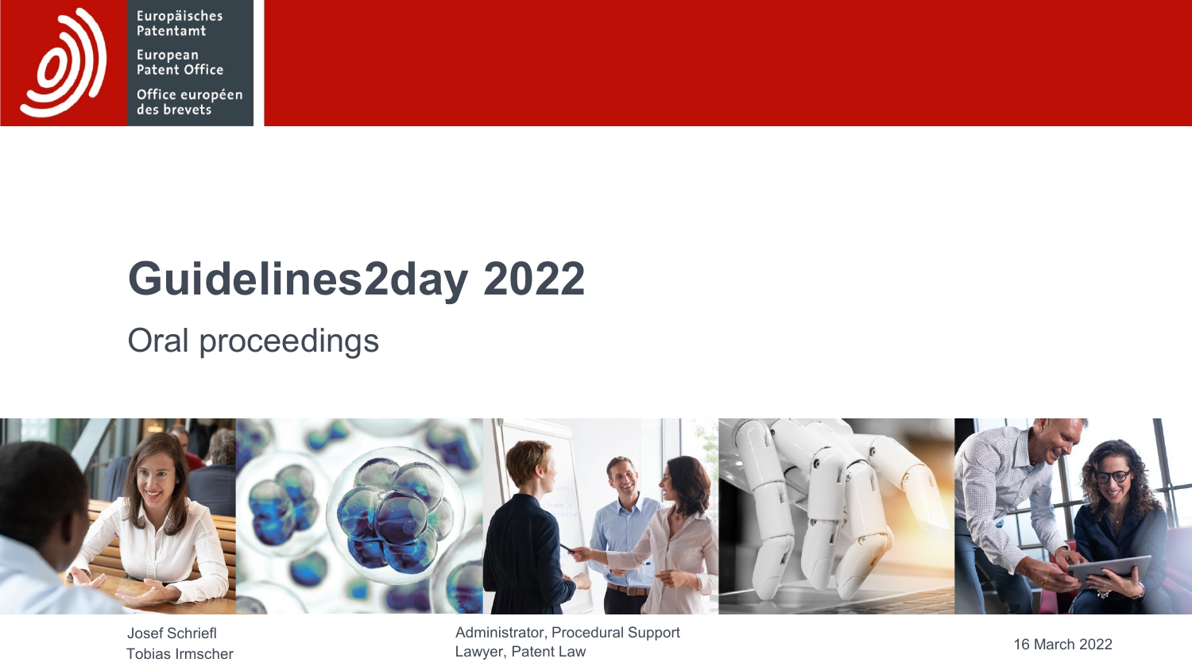Europäisches Patentamt

European Patent Office

Office européen des brevets

# Guidelines2day 2022

## Oral proceedings

Josef Schriefl — Administrator, Procedural Support

Tobias Irmscher — Lawyer, Patent Law

16 March 2022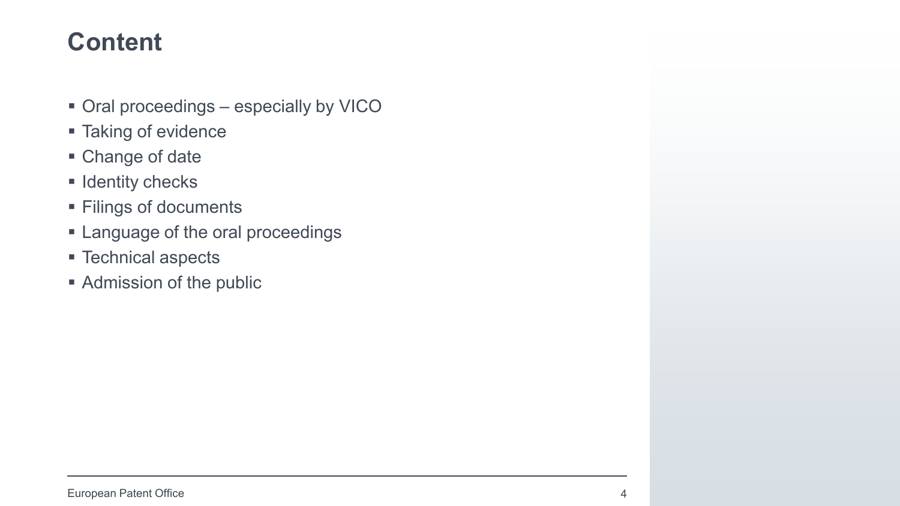# Content

- Oral proceedings – especially by VICO
- Taking of evidence
- Change of date
- Identity checks
- Filings of documents
- Language of the oral proceedings
- Technical aspects
- Admission of the public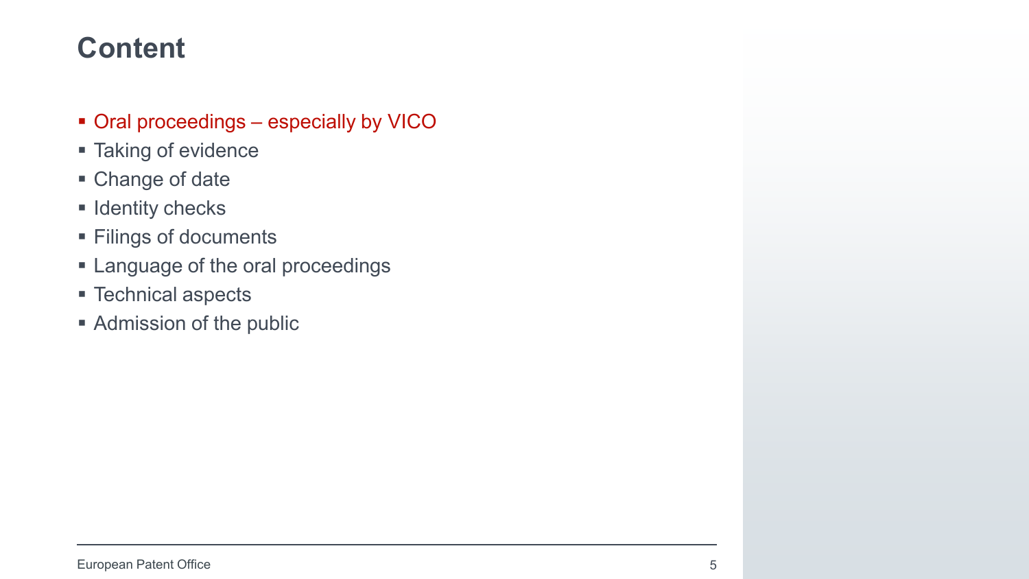# Content

- Oral proceedings – especially by VICO
- Taking of evidence
- Change of date
- Identity checks
- Filings of documents
- Language of the oral proceedings
- Technical aspects
- Admission of the public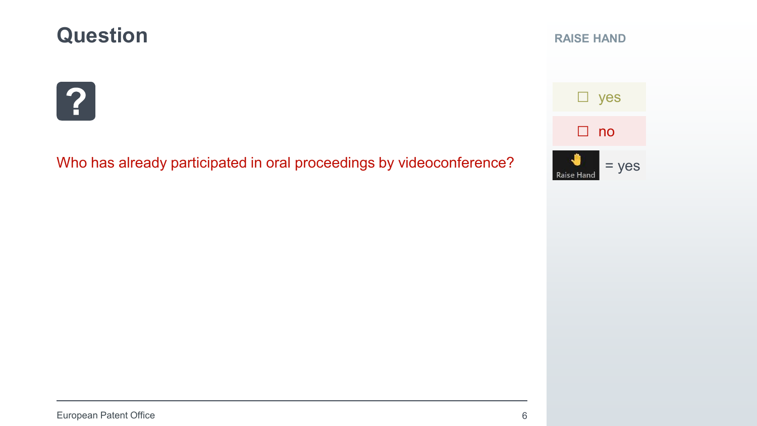# Question

Who has already participated in oral proceedings by videoconference?

## RAISE HAND

- ☐ yes
- ☐ no
- Raise Hand = yes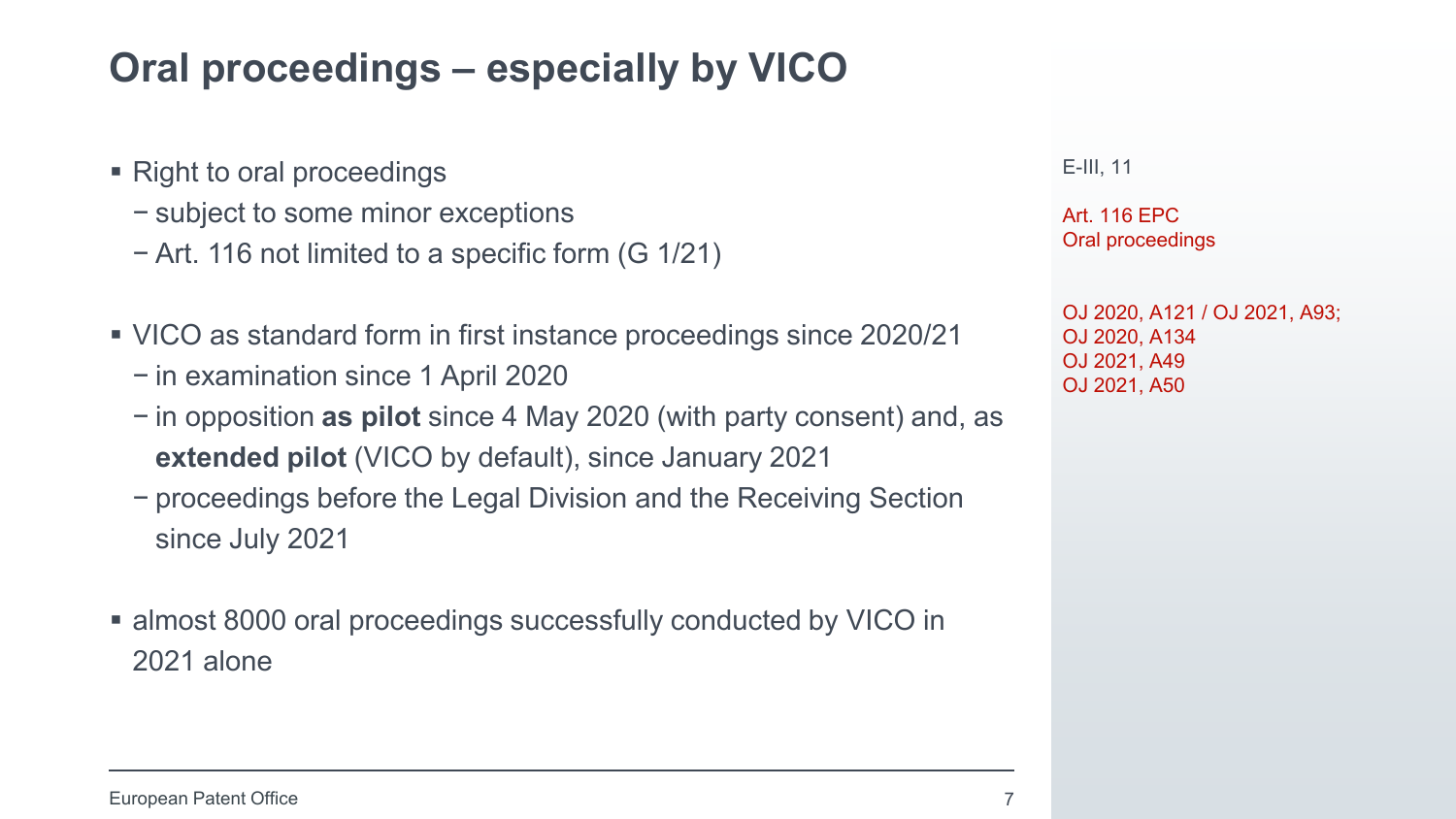# Oral proceedings – especially by VICO

- Right to oral proceedings
  - subject to some minor exceptions
  - Art. 116 not limited to a specific form (G 1/21)

- VICO as standard form in first instance proceedings since 2020/21
  - in examination since 1 April 2020
  - in opposition **as pilot** since 4 May 2020 (with party consent) and, as **extended pilot** (VICO by default), since January 2021
  - proceedings before the Legal Division and the Receiving Section since July 2021

- almost 8000 oral proceedings successfully conducted by VICO in 2021 alone

E-III, 11

Art. 116 EPC
Oral proceedings

OJ 2020, A121 / OJ 2021, A93;
OJ 2020, A134
OJ 2021, A49
OJ 2021, A50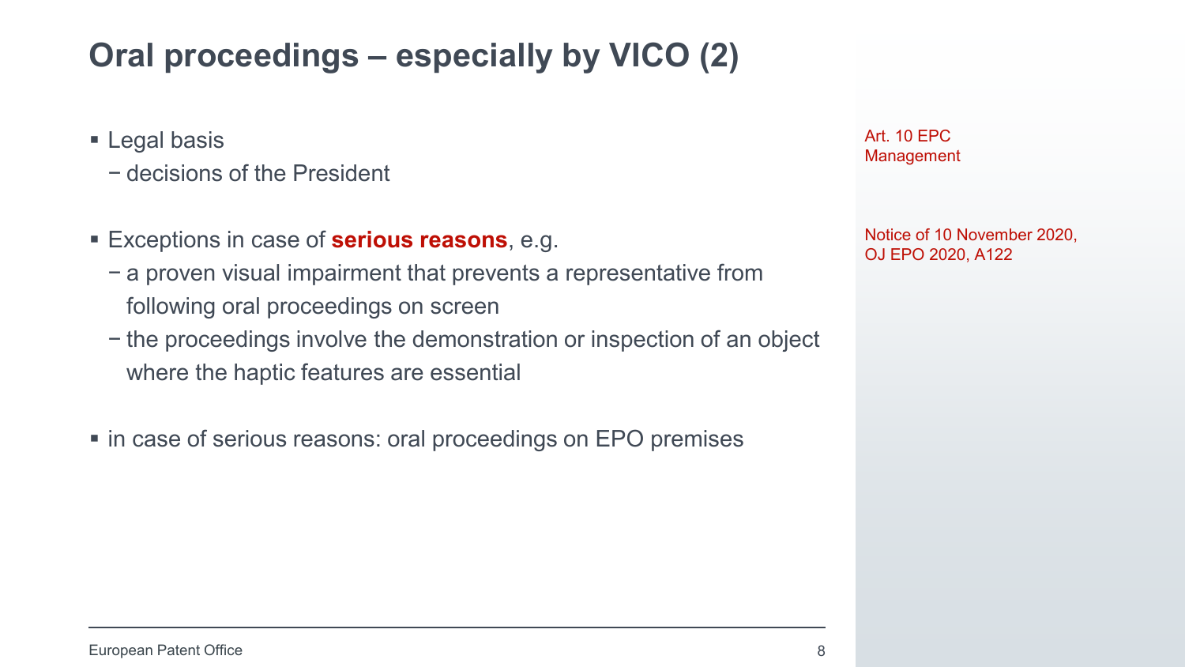# Oral proceedings – especially by VICO (2)

- Legal basis
  - decisions of the President

- Exceptions in case of **serious reasons**, e.g.
  - a proven visual impairment that prevents a representative from following oral proceedings on screen
  - the proceedings involve the demonstration or inspection of an object where the haptic features are essential

- in case of serious reasons: oral proceedings on EPO premises

Art. 10 EPC
Management

Notice of 10 November 2020,
OJ EPO 2020, A122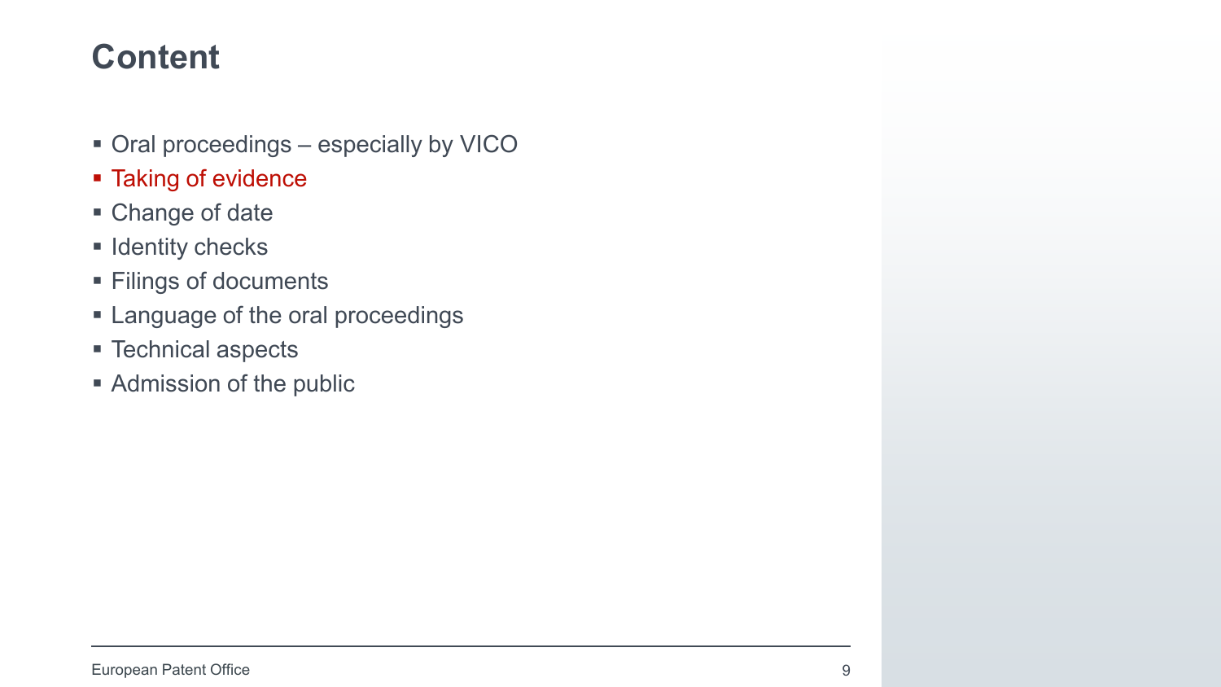# Content

- Oral proceedings – especially by VICO
- Taking of evidence
- Change of date
- Identity checks
- Filings of documents
- Language of the oral proceedings
- Technical aspects
- Admission of the public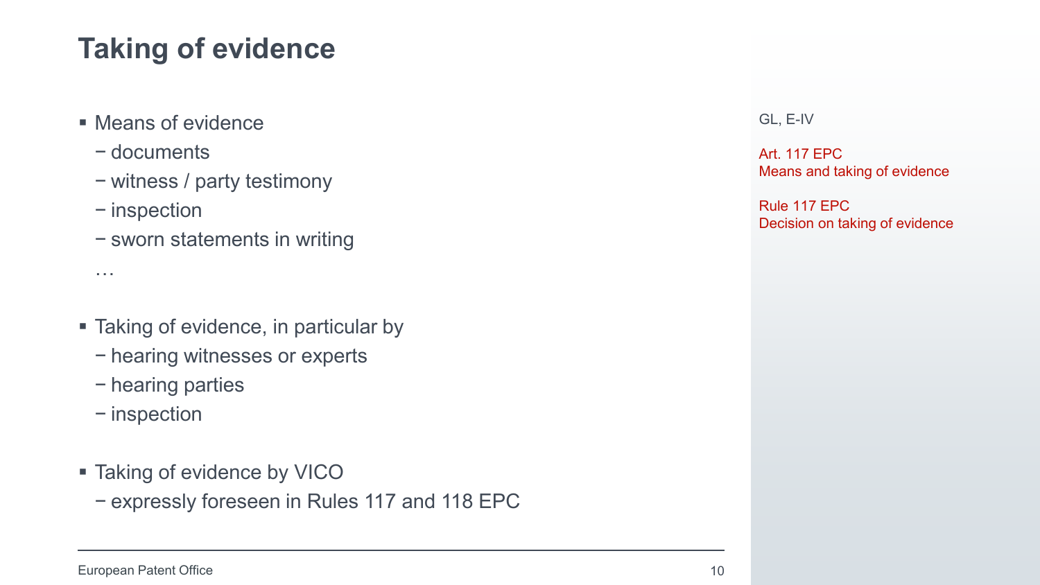# Taking of evidence

- Means of evidence
  - documents
  - witness / party testimony
  - inspection
  - sworn statements in writing

  …

- Taking of evidence, in particular by
  - hearing witnesses or experts
  - hearing parties
  - inspection

- Taking of evidence by VICO
  - expressly foreseen in Rules 117 and 118 EPC

GL, E-IV

Art. 117 EPC
Means and taking of evidence

Rule 117 EPC
Decision on taking of evidence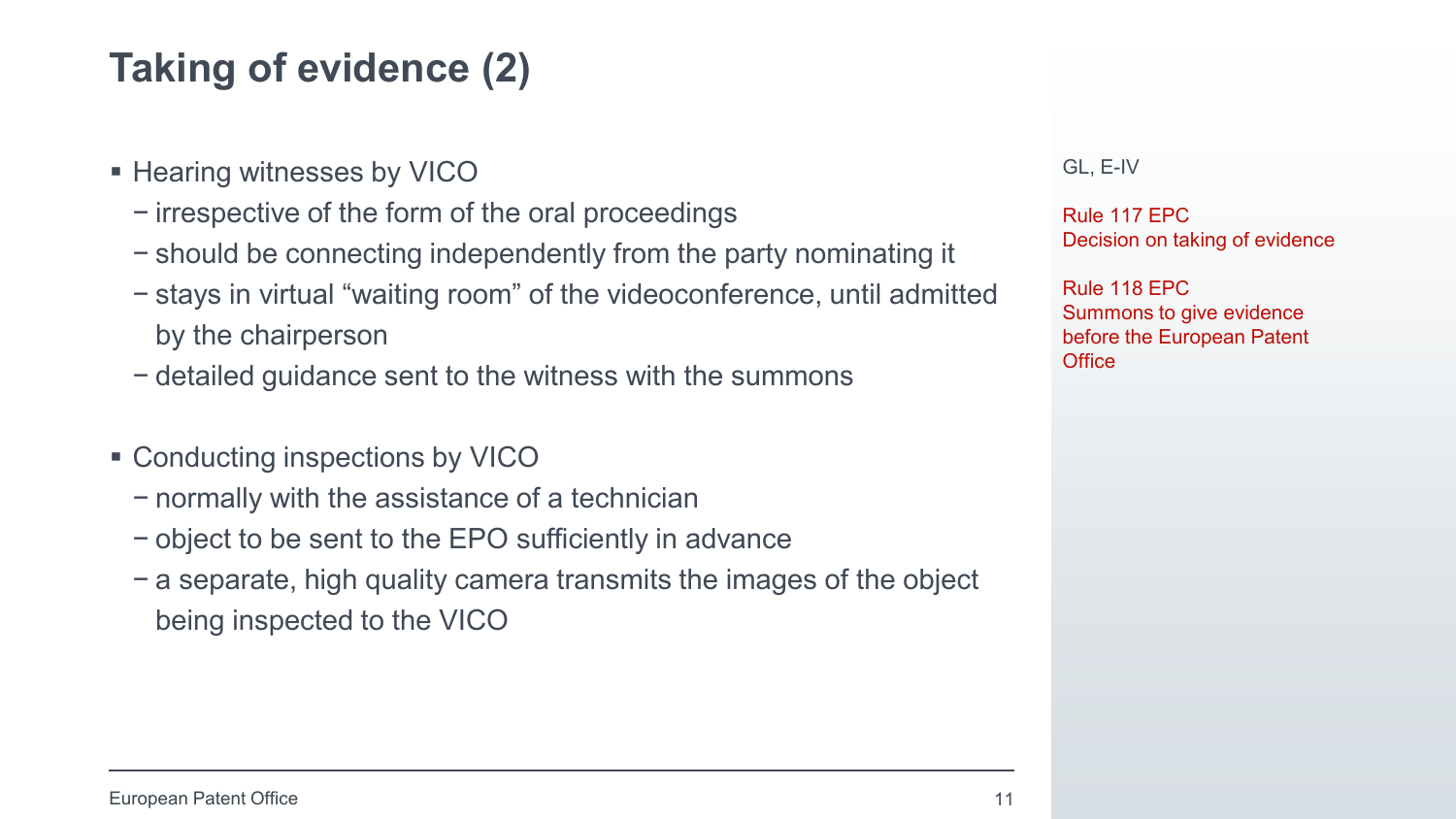# Taking of evidence (2)

- Hearing witnesses by VICO
  - irrespective of the form of the oral proceedings
  - should be connecting independently from the party nominating it
  - stays in virtual “waiting room” of the videoconference, until admitted by the chairperson
  - detailed guidance sent to the witness with the summons

- Conducting inspections by VICO
  - normally with the assistance of a technician
  - object to be sent to the EPO sufficiently in advance
  - a separate, high quality camera transmits the images of the object being inspected to the VICO

GL, E-IV

Rule 117 EPC
Decision on taking of evidence

Rule 118 EPC
Summons to give evidence before the European Patent Office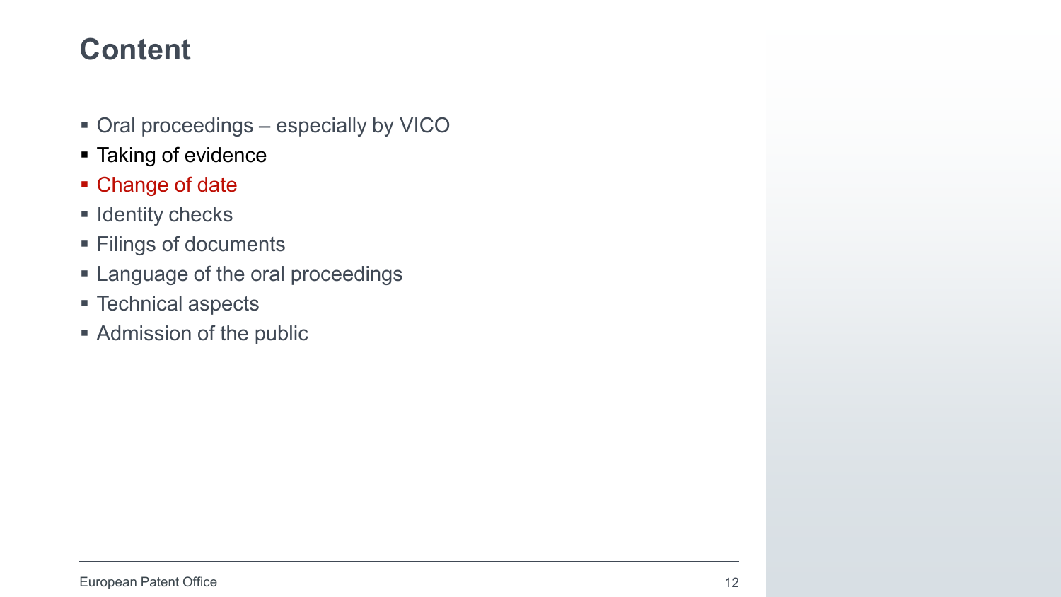# Content

- Oral proceedings – especially by VICO
- Taking of evidence
- Change of date
- Identity checks
- Filings of documents
- Language of the oral proceedings
- Technical aspects
- Admission of the public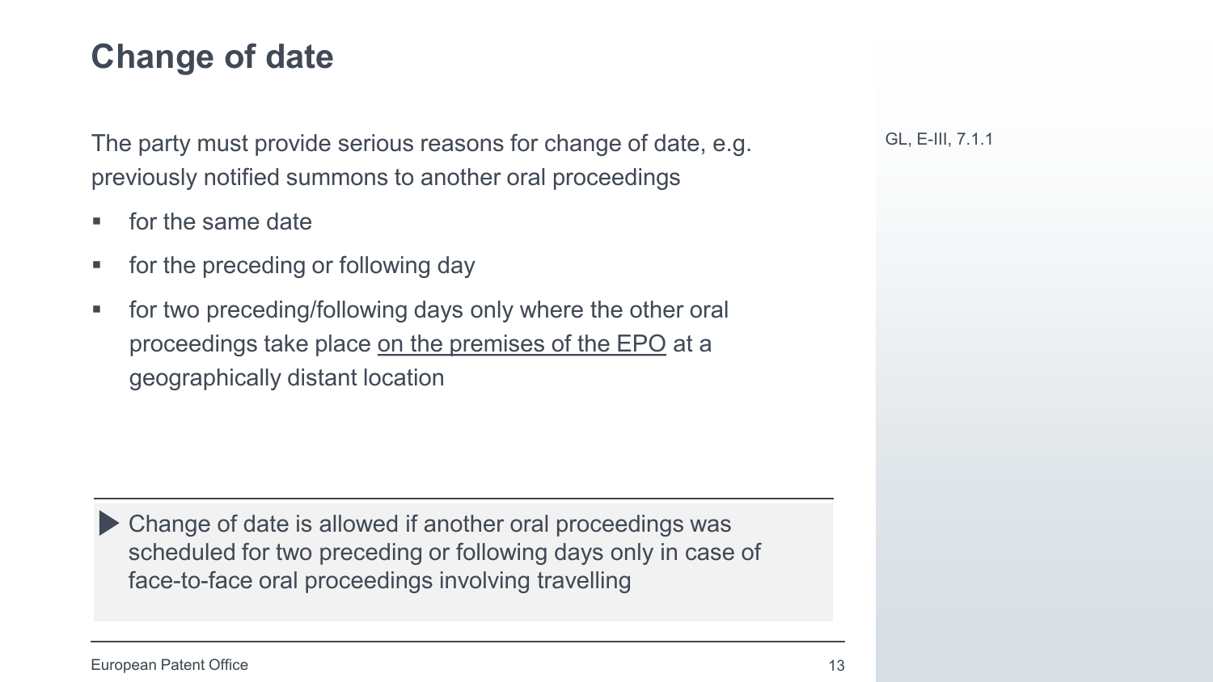# Change of date

GL, E-III, 7.1.1

The party must provide serious reasons for change of date, e.g. previously notified summons to another oral proceedings

- for the same date
- for the preceding or following day
- for two preceding/following days only where the other oral proceedings take place <u>on the premises of the EPO</u> at a geographically distant location

▶ Change of date is allowed if another oral proceedings was scheduled for two preceding or following days only in case of face-to-face oral proceedings involving travelling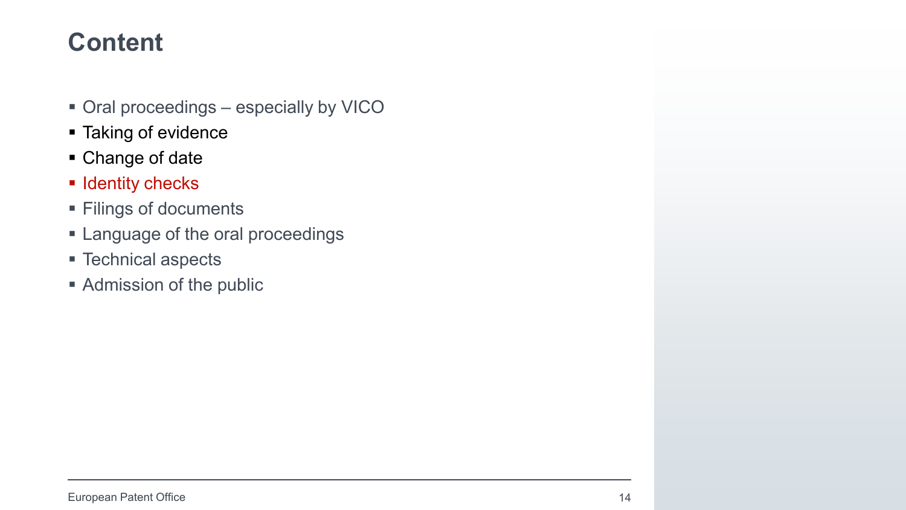# Content

- Oral proceedings – especially by VICO
- Taking of evidence
- Change of date
- Identity checks
- Filings of documents
- Language of the oral proceedings
- Technical aspects
- Admission of the public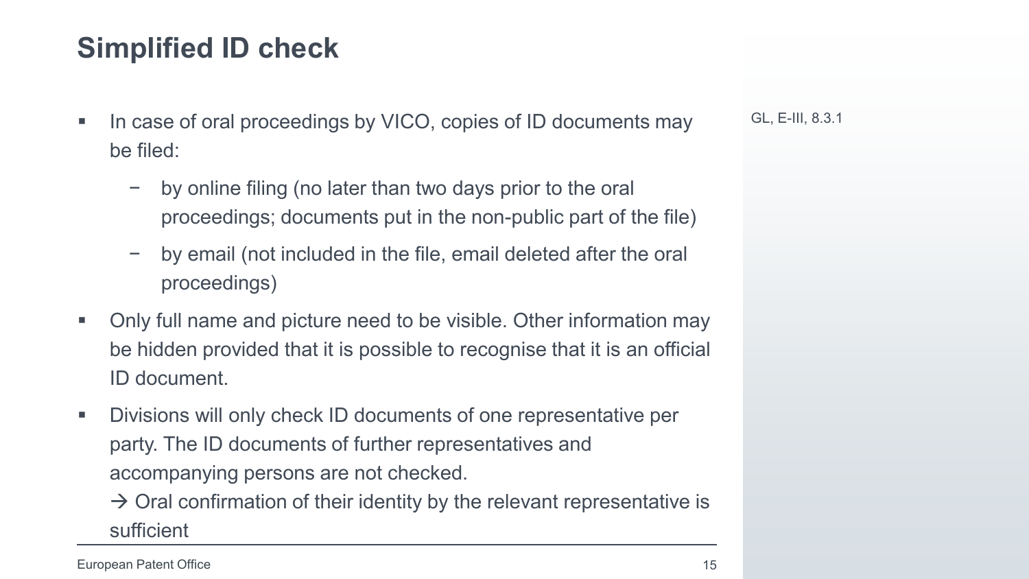# Simplified ID check

GL, E-III, 8.3.1

- In case of oral proceedings by VICO, copies of ID documents may be filed:
  - by online filing (no later than two days prior to the oral proceedings; documents put in the non-public part of the file)
  - by email (not included in the file, email deleted after the oral proceedings)
- Only full name and picture need to be visible. Other information may be hidden provided that it is possible to recognise that it is an official ID document.
- Divisions will only check ID documents of one representative per party. The ID documents of further representatives and accompanying persons are not checked.
  → Oral confirmation of their identity by the relevant representative is sufficient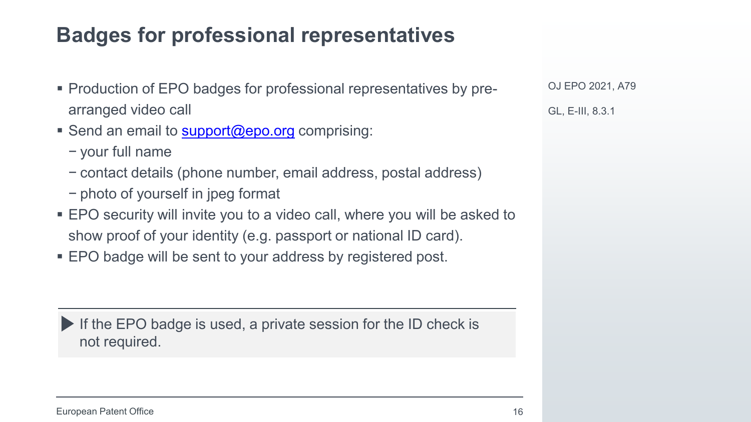# Badges for professional representatives

- Production of EPO badges for professional representatives by pre-arranged video call
- Send an email to support@epo.org comprising:
  - your full name
  - contact details (phone number, email address, postal address)
  - photo of yourself in jpeg format
- EPO security will invite you to a video call, where you will be asked to show proof of your identity (e.g. passport or national ID card).
- EPO badge will be sent to your address by registered post.

> ▶ If the EPO badge is used, a private session for the ID check is not required.

OJ EPO 2021, A79

GL, E-III, 8.3.1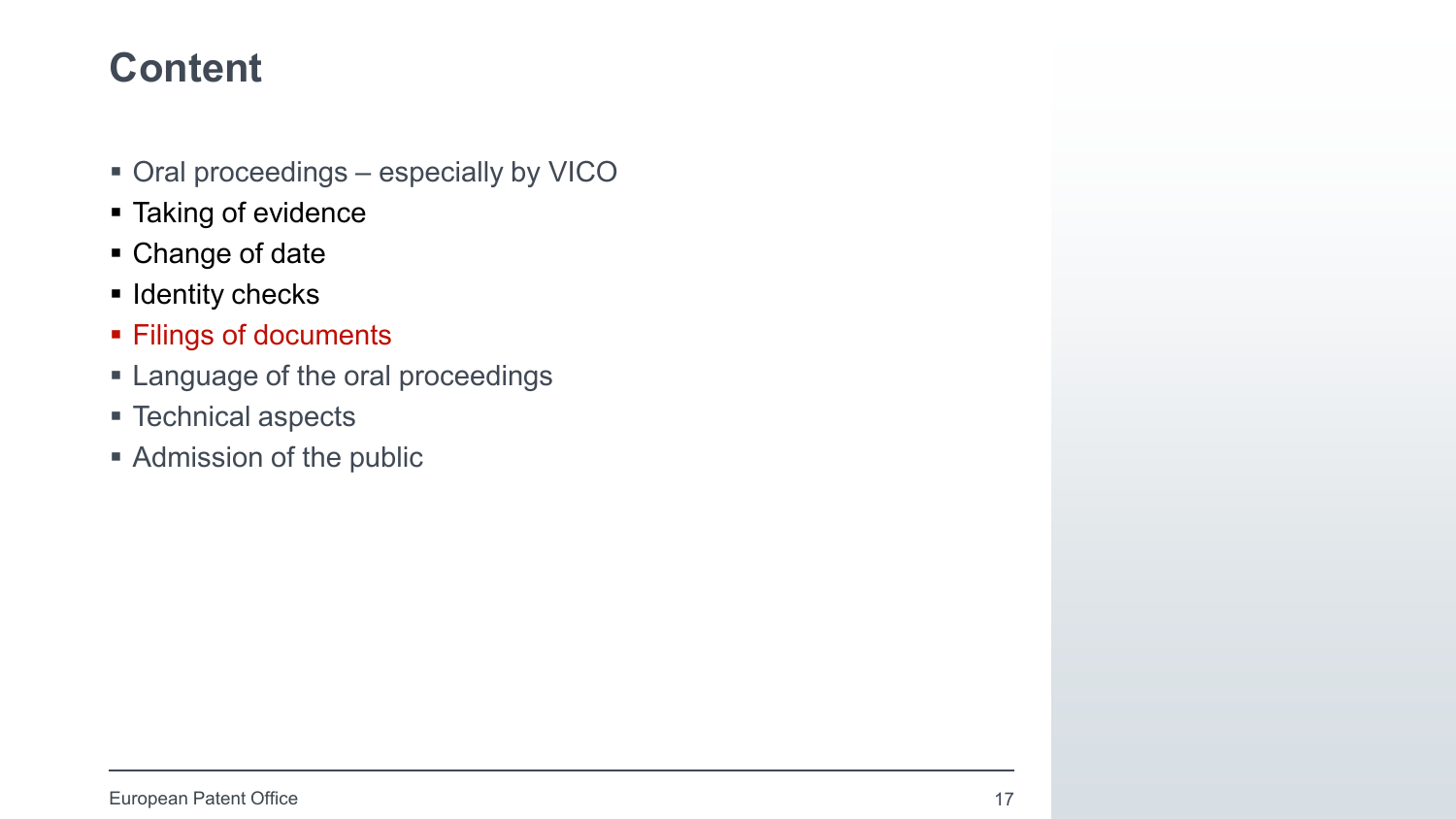# Content

- Oral proceedings – especially by VICO
- Taking of evidence
- Change of date
- Identity checks
- Filings of documents
- Language of the oral proceedings
- Technical aspects
- Admission of the public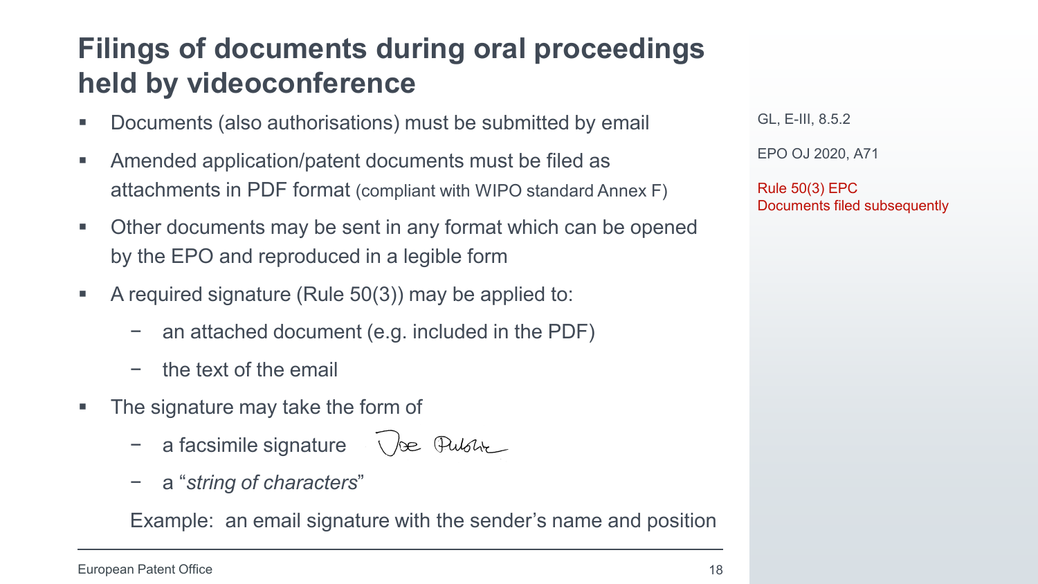# Filings of documents during oral proceedings held by videoconference

- Documents (also authorisations) must be submitted by email
- Amended application/patent documents must be filed as attachments in PDF format (compliant with WIPO standard Annex F)
- Other documents may be sent in any format which can be opened by the EPO and reproduced in a legible form
- A required signature (Rule 50(3)) may be applied to:
  - an attached document (e.g. included in the PDF)
  - the text of the email
- The signature may take the form of
  - a facsimile signature
  - a "*string of characters*"

  Example: an email signature with the sender's name and position

GL, E-III, 8.5.2

EPO OJ 2020, A71

Rule 50(3) EPC
Documents filed subsequently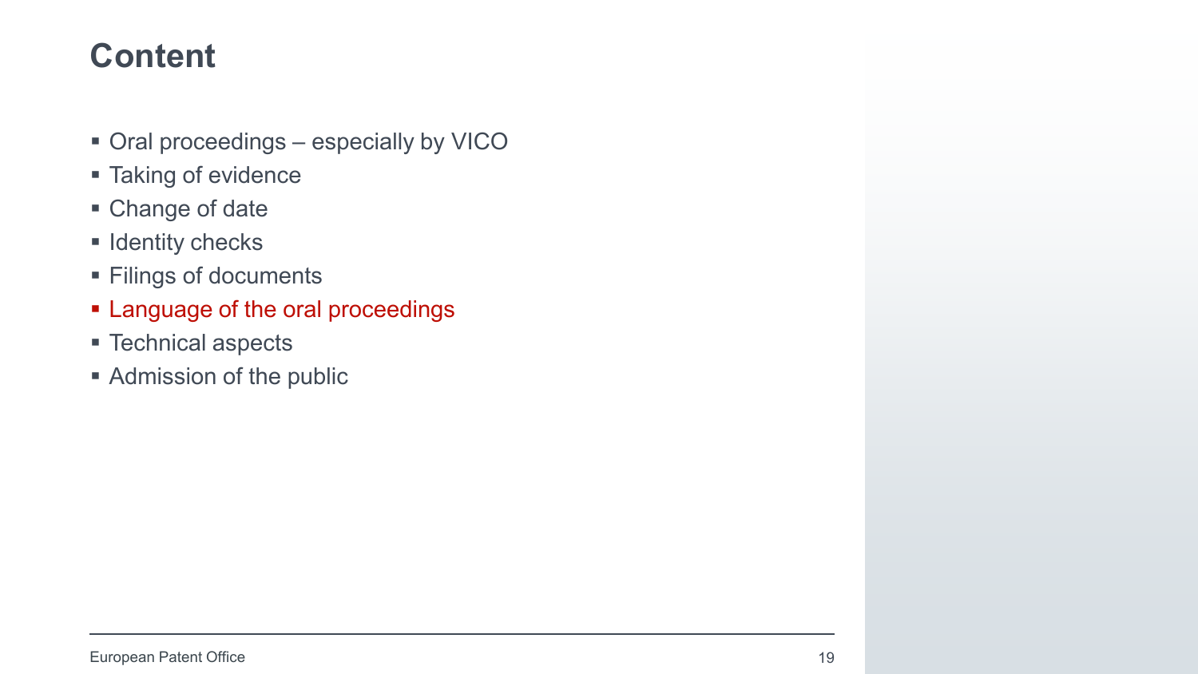# Content

- Oral proceedings – especially by VICO
- Taking of evidence
- Change of date
- Identity checks
- Filings of documents
- Language of the oral proceedings
- Technical aspects
- Admission of the public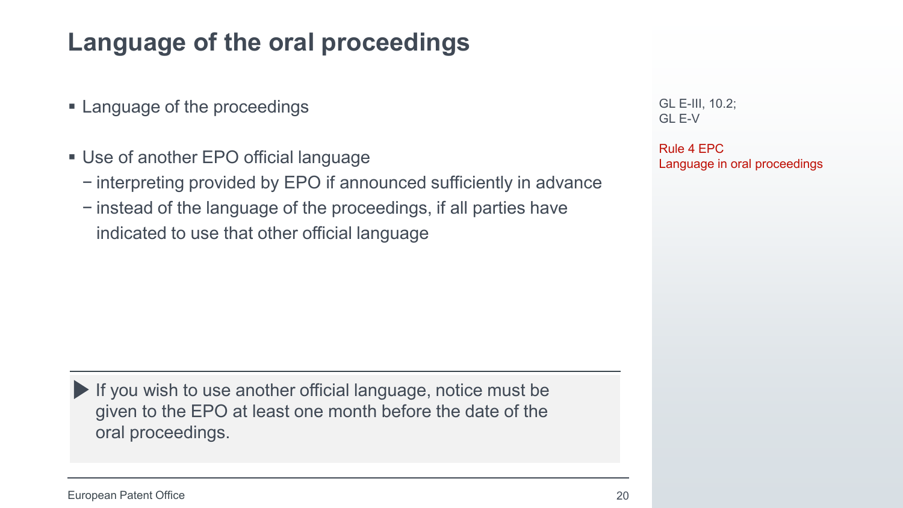# Language of the oral proceedings

- Language of the proceedings
- Use of another EPO official language
  - interpreting provided by EPO if announced sufficiently in advance
  - instead of the language of the proceedings, if all parties have indicated to use that other official language

▶ If you wish to use another official language, notice must be given to the EPO at least one month before the date of the oral proceedings.

GL E-III, 10.2;
GL E-V

Rule 4 EPC
Language in oral proceedings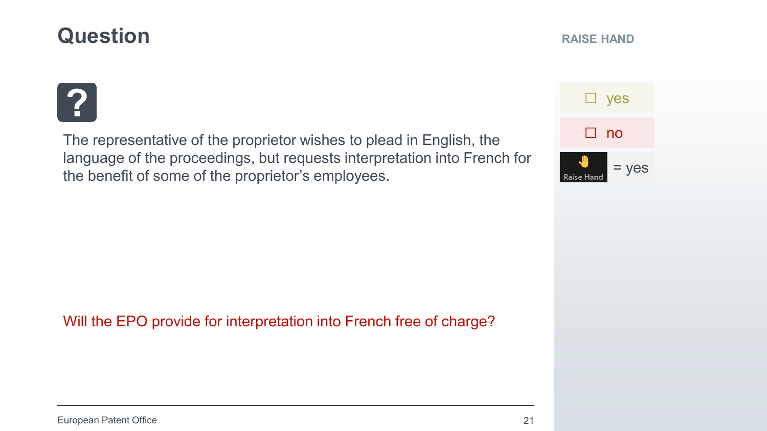# Question

The representative of the proprietor wishes to plead in English, the language of the proceedings, but requests interpretation into French for the benefit of some of the proprietor's employees.

Will the EPO provide for interpretation into French free of charge?

**RAISE HAND**

- ☐ yes
- ☐ no
- Raise Hand = yes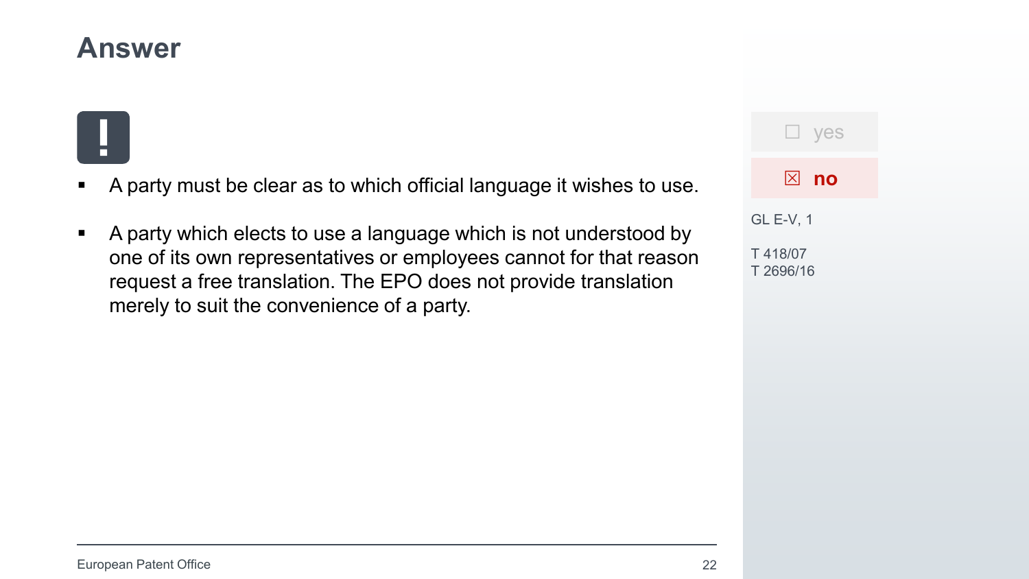# Answer

!

- A party must be clear as to which official language it wishes to use.
- A party which elects to use a language which is not understood by one of its own representatives or employees cannot for that reason request a free translation. The EPO does not provide translation merely to suit the convenience of a party.

☐ yes

☒ **no**

GL E-V, 1

T 418/07
T 2696/16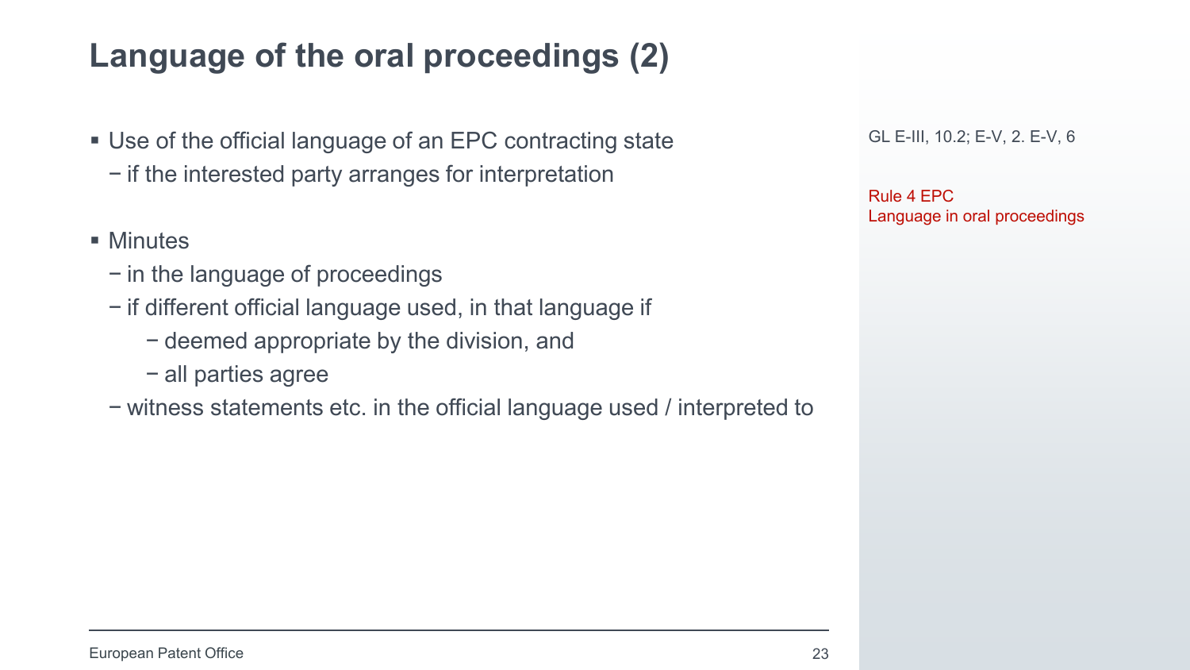# Language of the oral proceedings (2)

- Use of the official language of an EPC contracting state
  - if the interested party arranges for interpretation
- Minutes
  - in the language of proceedings
  - if different official language used, in that language if
    - deemed appropriate by the division, and
    - all parties agree
  - witness statements etc. in the official language used / interpreted to

GL E-III, 10.2; E-V, 2. E-V, 6

Rule 4 EPC
Language in oral proceedings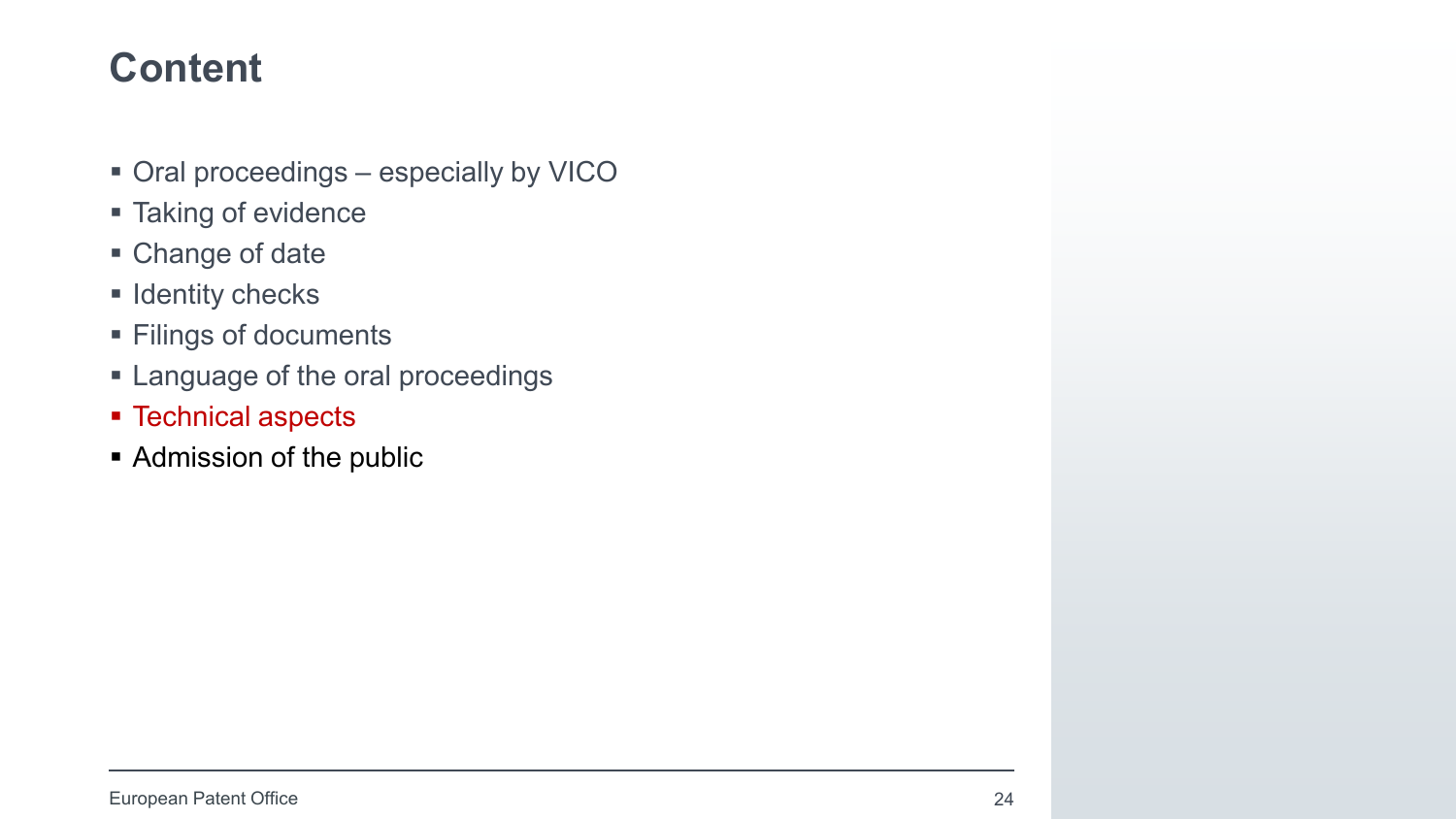# Content

- Oral proceedings – especially by VICO
- Taking of evidence
- Change of date
- Identity checks
- Filings of documents
- Language of the oral proceedings
- Technical aspects
- Admission of the public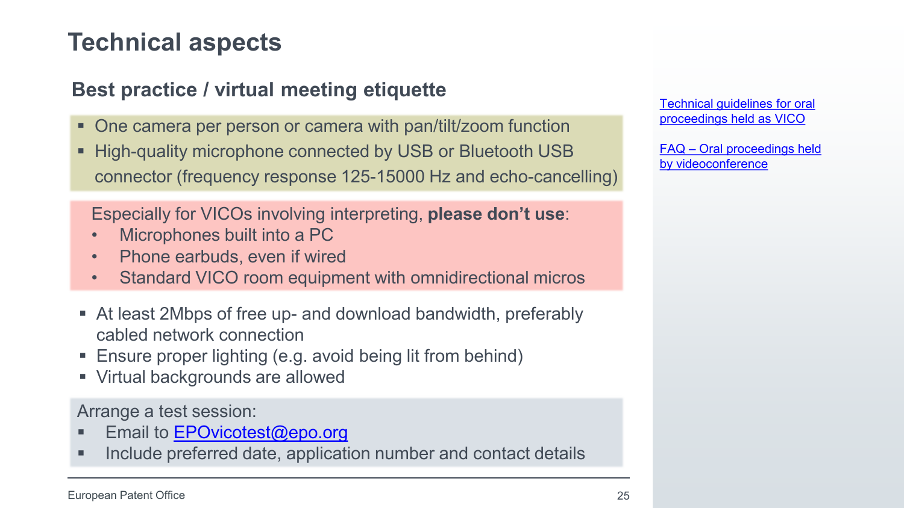# Technical aspects

## Best practice / virtual meeting etiquette

- One camera per person or camera with pan/tilt/zoom function
- High-quality microphone connected by USB or Bluetooth USB connector (frequency response 125-15000 Hz and echo-cancelling)

Especially for VICOs involving interpreting, **please don't use**:

- Microphones built into a PC
- Phone earbuds, even if wired
- Standard VICO room equipment with omnidirectional micros

- At least 2Mbps of free up- and download bandwidth, preferably cabled network connection
- Ensure proper lighting (e.g. avoid being lit from behind)
- Virtual backgrounds are allowed

Arrange a test session:

- Email to EPOvicotest@epo.org
- Include preferred date, application number and contact details

Technical guidelines for oral proceedings held as VICO

FAQ – Oral proceedings held by videoconference

European Patent Office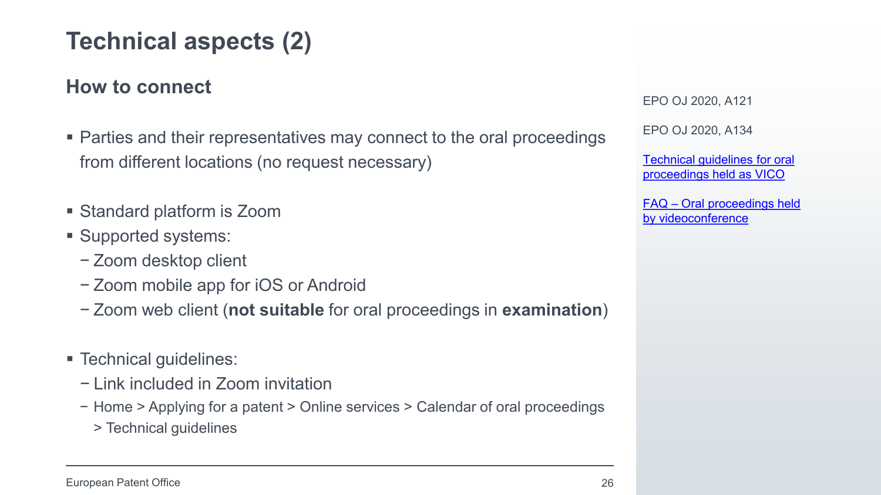# Technical aspects (2)

## How to connect

- Parties and their representatives may connect to the oral proceedings from different locations (no request necessary)

- Standard platform is Zoom
- Supported systems:
  - Zoom desktop client
  - Zoom mobile app for iOS or Android
  - Zoom web client (**not suitable** for oral proceedings in **examination**)

- Technical guidelines:
  - Link included in Zoom invitation
  - Home > Applying for a patent > Online services > Calendar of oral proceedings > Technical guidelines

EPO OJ 2020, A121

EPO OJ 2020, A134

Technical guidelines for oral proceedings held as VICO

FAQ – Oral proceedings held by videoconference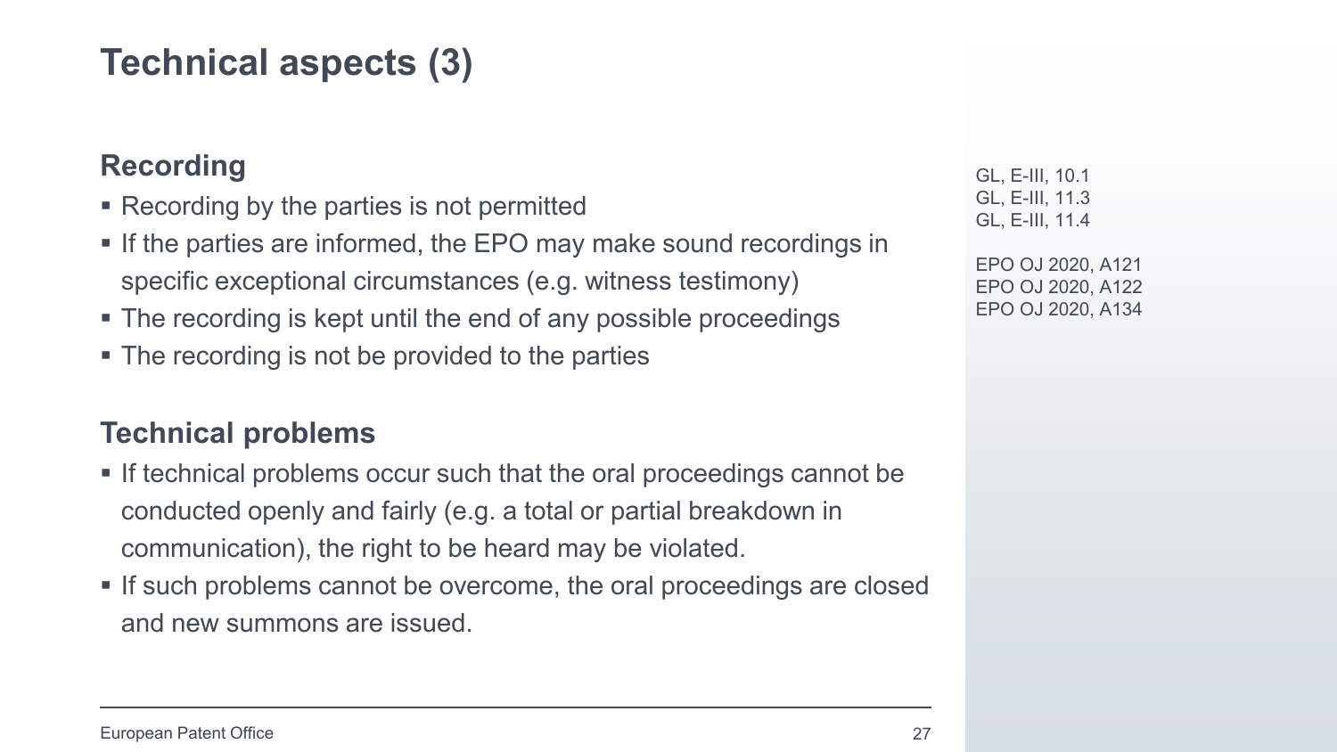# Technical aspects (3)

## Recording

- Recording by the parties is not permitted
- If the parties are informed, the EPO may make sound recordings in specific exceptional circumstances (e.g. witness testimony)
- The recording is kept until the end of any possible proceedings
- The recording is not be provided to the parties

## Technical problems

- If technical problems occur such that the oral proceedings cannot be conducted openly and fairly (e.g. a total or partial breakdown in communication), the right to be heard may be violated.
- If such problems cannot be overcome, the oral proceedings are closed and new summons are issued.

GL, E-III, 10.1
GL, E-III, 11.3
GL, E-III, 11.4

EPO OJ 2020, A121
EPO OJ 2020, A122
EPO OJ 2020, A134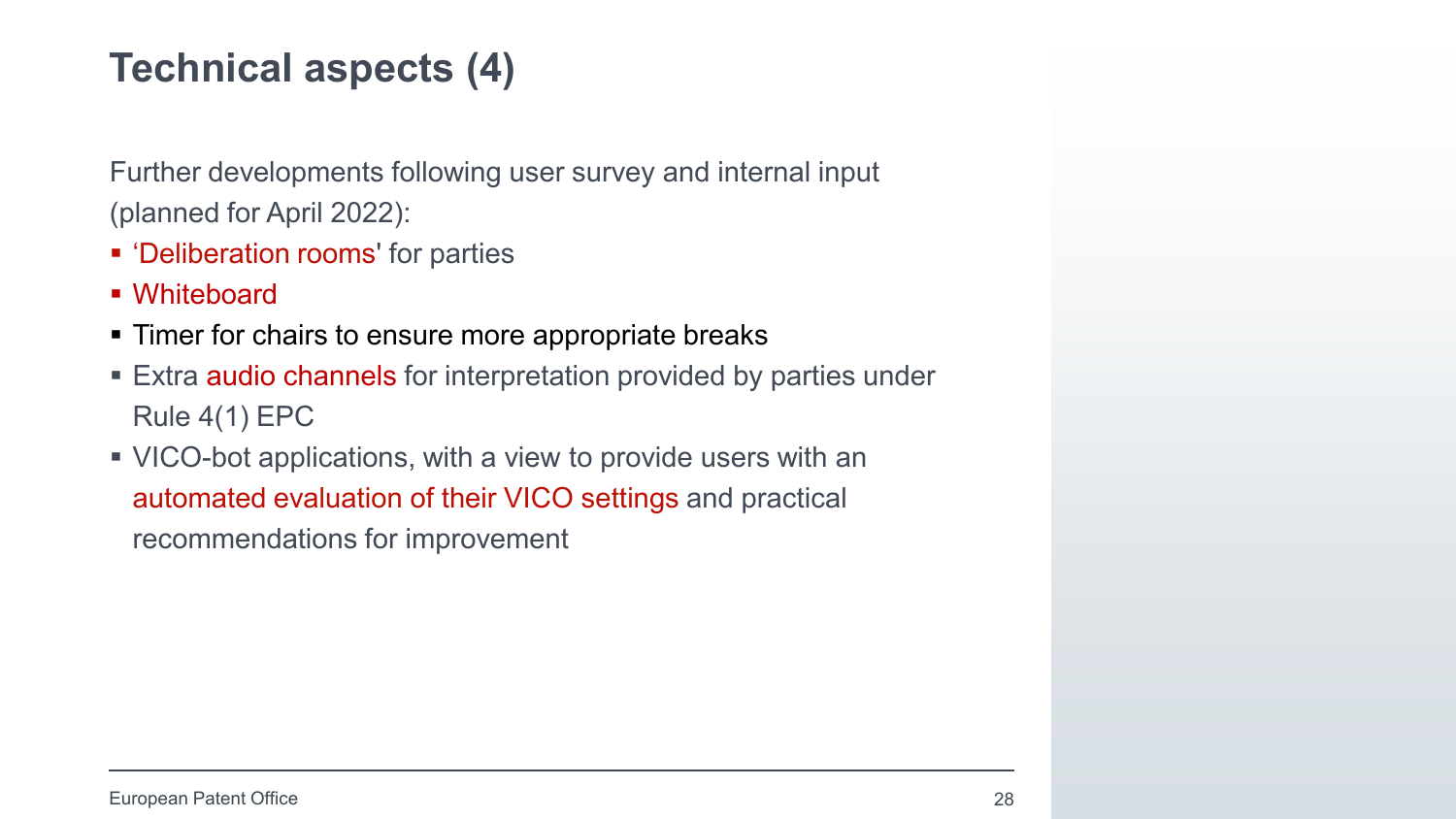# Technical aspects (4)

Further developments following user survey and internal input (planned for April 2022):

- 'Deliberation rooms' for parties
- Whiteboard
- Timer for chairs to ensure more appropriate breaks
- Extra audio channels for interpretation provided by parties under Rule 4(1) EPC
- VICO-bot applications, with a view to provide users with an automated evaluation of their VICO settings and practical recommendations for improvement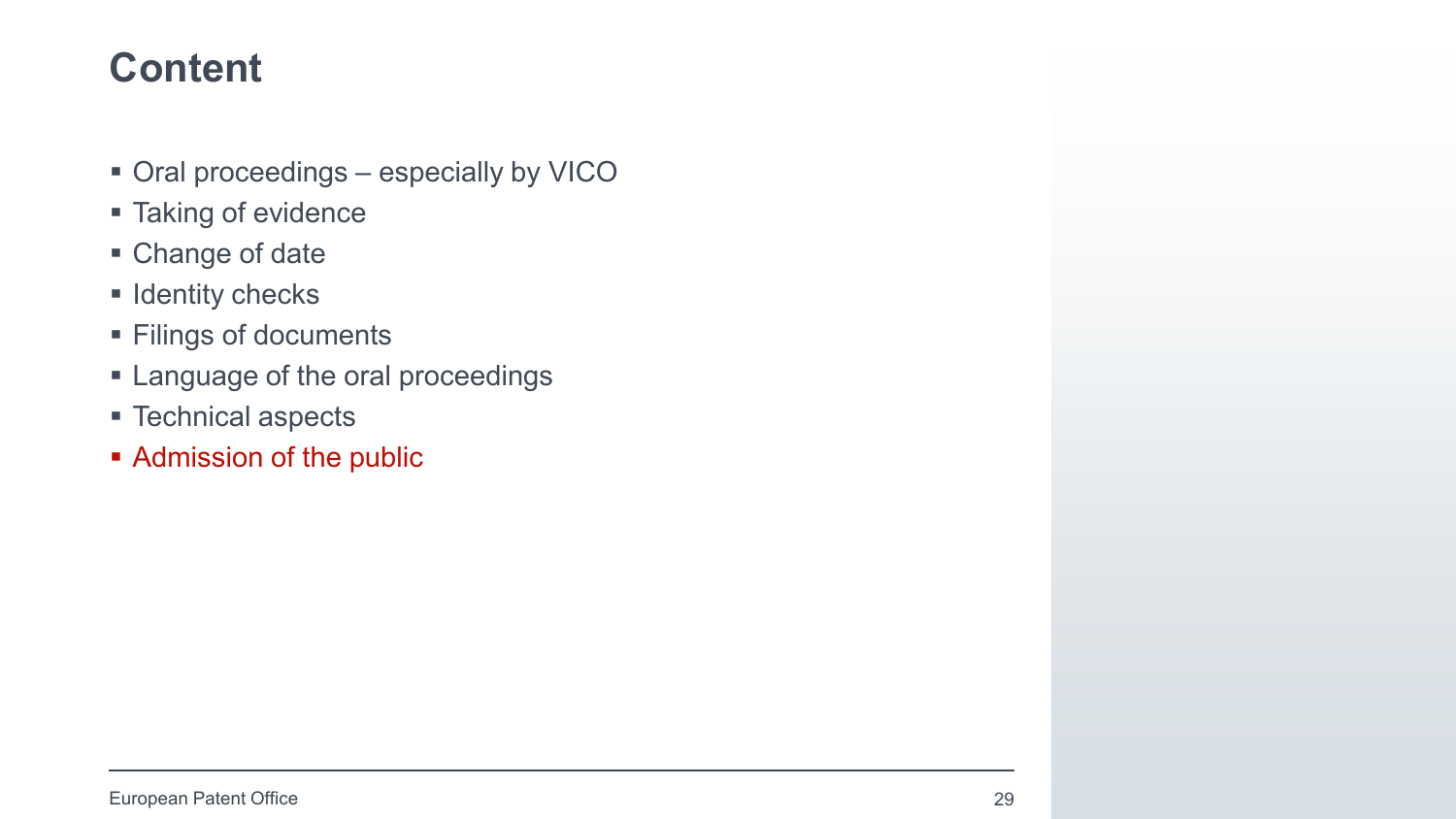# Content

- Oral proceedings – especially by VICO
- Taking of evidence
- Change of date
- Identity checks
- Filings of documents
- Language of the oral proceedings
- Technical aspects
- Admission of the public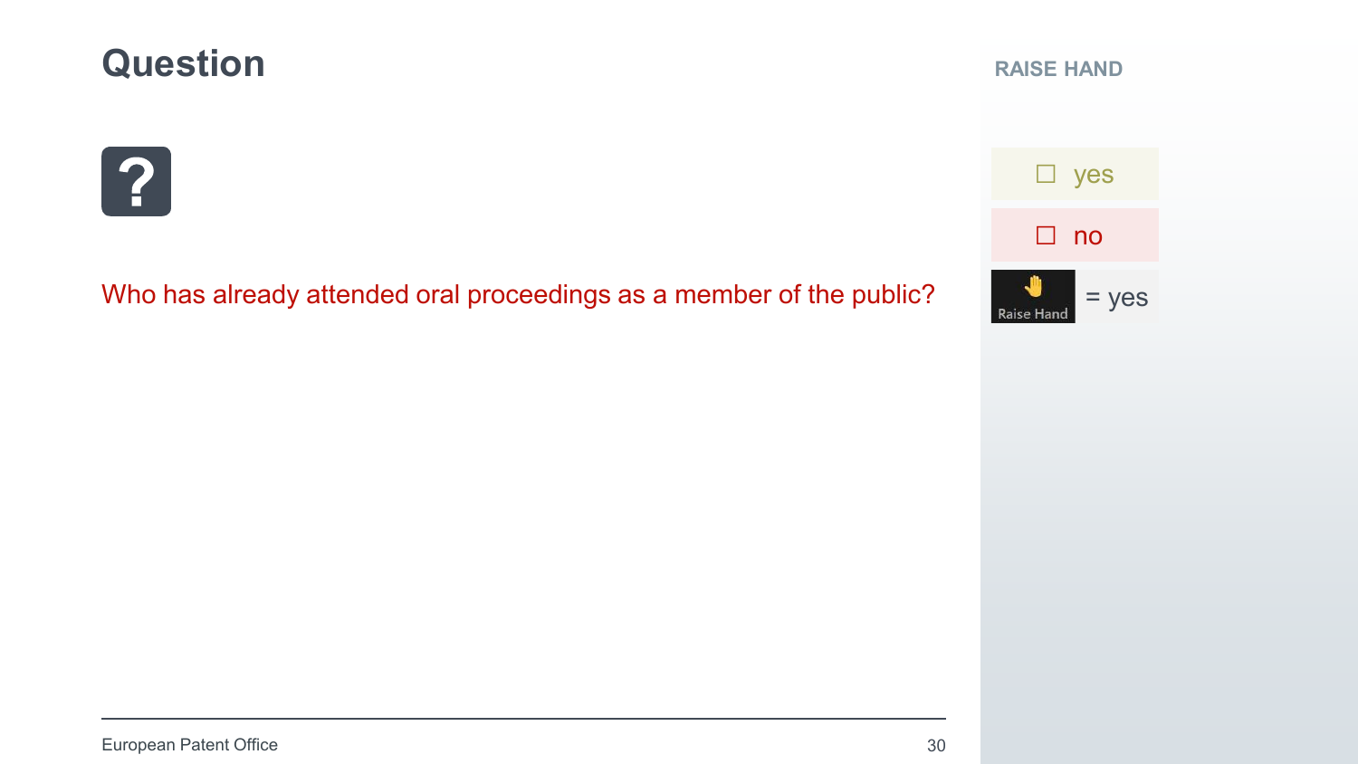# Question

Who has already attended oral proceedings as a member of the public?

**RAISE HAND**

- ☐ yes
- ☐ no
- Raise Hand = yes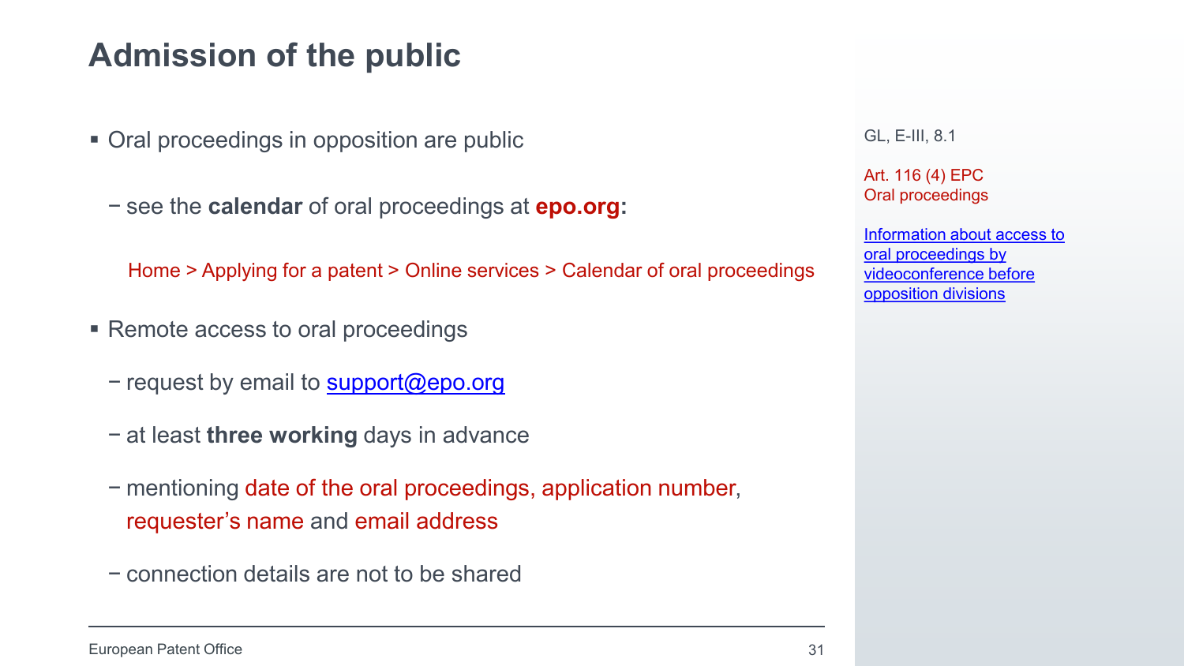# Admission of the public

- Oral proceedings in opposition are public
  - see the **calendar** of oral proceedings at **epo.org:**

    Home > Applying for a patent > Online services > Calendar of oral proceedings

- Remote access to oral proceedings
  - request by email to support@epo.org
  - at least **three working** days in advance
  - mentioning date of the oral proceedings, application number, requester's name and email address
  - connection details are not to be shared

GL, E-III, 8.1

Art. 116 (4) EPC
Oral proceedings

Information about access to oral proceedings by videoconference before opposition divisions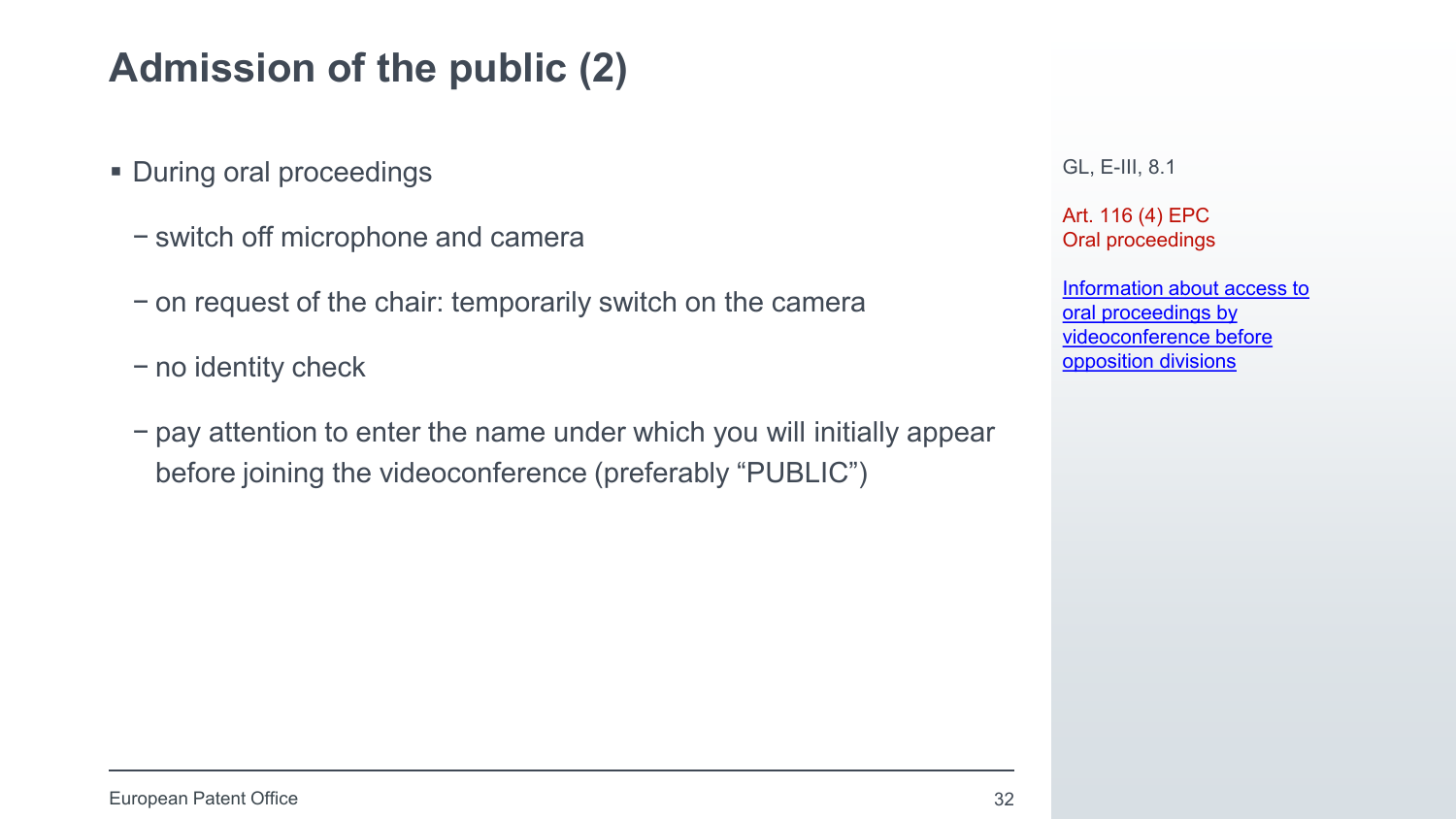# Admission of the public (2)

- During oral proceedings
  - switch off microphone and camera
  - on request of the chair: temporarily switch on the camera
  - no identity check
  - pay attention to enter the name under which you will initially appear before joining the videoconference (preferably “PUBLIC”)

GL, E-III, 8.1

Art. 116 (4) EPC
Oral proceedings

Information about access to oral proceedings by videoconference before opposition divisions